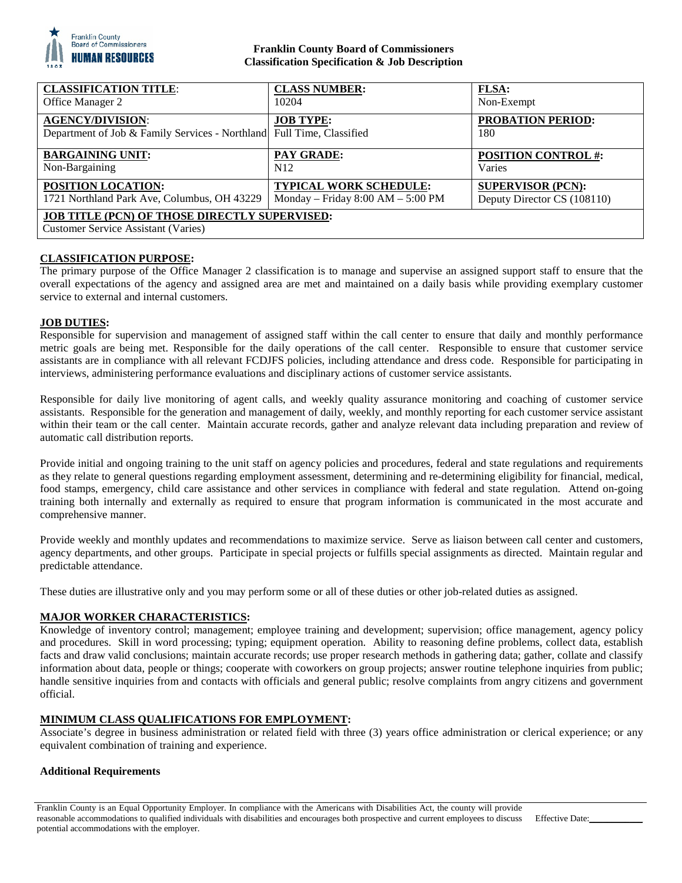**Franklin County Board of Commissioners**
**Classification Specification & Job Description**

| **CLASSIFICATION TITLE**: Office Manager 2 | **CLASS NUMBER:** 10204 | **FLSA:** Non-Exempt |
|---|---|---|
| **AGENCY/DIVISION**: Department of Job & Family Services - Northland | **JOB TYPE:** Full Time, Classified | **PROBATION PERIOD:** 180 |
| **BARGAINING UNIT:** Non-Bargaining | **PAY GRADE:** N12 | **POSITION CONTROL #:** Varies |
| **POSITION LOCATION:** 1721 Northland Park Ave, Columbus, OH 43229 | **TYPICAL WORK SCHEDULE:** Monday – Friday 8:00 AM – 5:00 PM | **SUPERVISOR (PCN):** Deputy Director CS (108110) |
| **JOB TITLE (PCN) OF THOSE DIRECTLY SUPERVISED:** Customer Service Assistant (Varies) | | |

## CLASSIFICATION PURPOSE:

The primary purpose of the Office Manager 2 classification is to manage and supervise an assigned support staff to ensure that the overall expectations of the agency and assigned area are met and maintained on a daily basis while providing exemplary customer service to external and internal customers.

## JOB DUTIES:

Responsible for supervision and management of assigned staff within the call center to ensure that daily and monthly performance metric goals are being met. Responsible for the daily operations of the call center. Responsible to ensure that customer service assistants are in compliance with all relevant FCDJFS policies, including attendance and dress code. Responsible for participating in interviews, administering performance evaluations and disciplinary actions of customer service assistants.

Responsible for daily live monitoring of agent calls, and weekly quality assurance monitoring and coaching of customer service assistants. Responsible for the generation and management of daily, weekly, and monthly reporting for each customer service assistant within their team or the call center. Maintain accurate records, gather and analyze relevant data including preparation and review of automatic call distribution reports.

Provide initial and ongoing training to the unit staff on agency policies and procedures, federal and state regulations and requirements as they relate to general questions regarding employment assessment, determining and re-determining eligibility for financial, medical, food stamps, emergency, child care assistance and other services in compliance with federal and state regulation. Attend on-going training both internally and externally as required to ensure that program information is communicated in the most accurate and comprehensive manner.

Provide weekly and monthly updates and recommendations to maximize service. Serve as liaison between call center and customers, agency departments, and other groups. Participate in special projects or fulfills special assignments as directed. Maintain regular and predictable attendance.

These duties are illustrative only and you may perform some or all of these duties or other job-related duties as assigned.

## MAJOR WORKER CHARACTERISTICS:

Knowledge of inventory control; management; employee training and development; supervision; office management, agency policy and procedures. Skill in word processing; typing; equipment operation. Ability to reasoning define problems, collect data, establish facts and draw valid conclusions; maintain accurate records; use proper research methods in gathering data; gather, collate and classify information about data, people or things; cooperate with coworkers on group projects; answer routine telephone inquiries from public; handle sensitive inquiries from and contacts with officials and general public; resolve complaints from angry citizens and government official.

## MINIMUM CLASS QUALIFICATIONS FOR EMPLOYMENT:

Associate's degree in business administration or related field with three (3) years office administration or clerical experience; or any equivalent combination of training and experience.

**Additional Requirements**

Franklin County is an Equal Opportunity Employer. In compliance with the Americans with Disabilities Act, the county will provide reasonable accommodations to qualified individuals with disabilities and encourages both prospective and current employees to discuss potential accommodations with the employer.

Effective Date: \_\_\_\_\_\_\_\_\_\_\_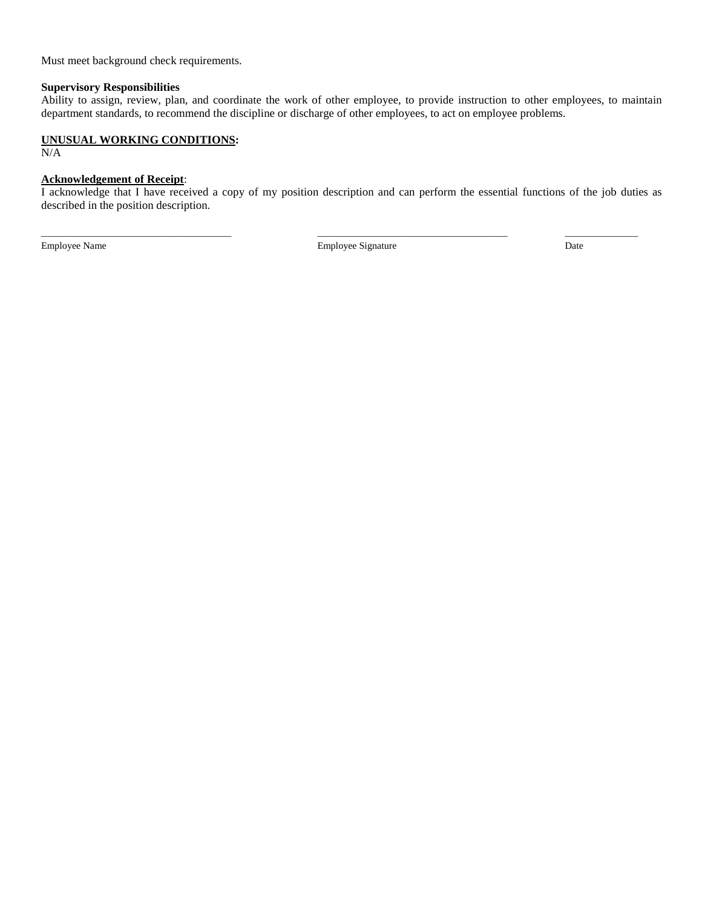Must meet background check requirements.

**Supervisory Responsibilities**
Ability to assign, review, plan, and coordinate the work of other employee, to provide instruction to other employees, to maintain department standards, to recommend the discipline or discharge of other employees, to act on employee problems.

**UNUSUAL WORKING CONDITIONS:**
N/A

**Acknowledgement of Receipt**:
I acknowledge that I have received a copy of my position description and can perform the essential functions of the job duties as described in the position description.

| | | |
|---|---|---|
| ____________________________________ | ____________________________________ | ______________ |
| Employee Name | Employee Signature | Date |